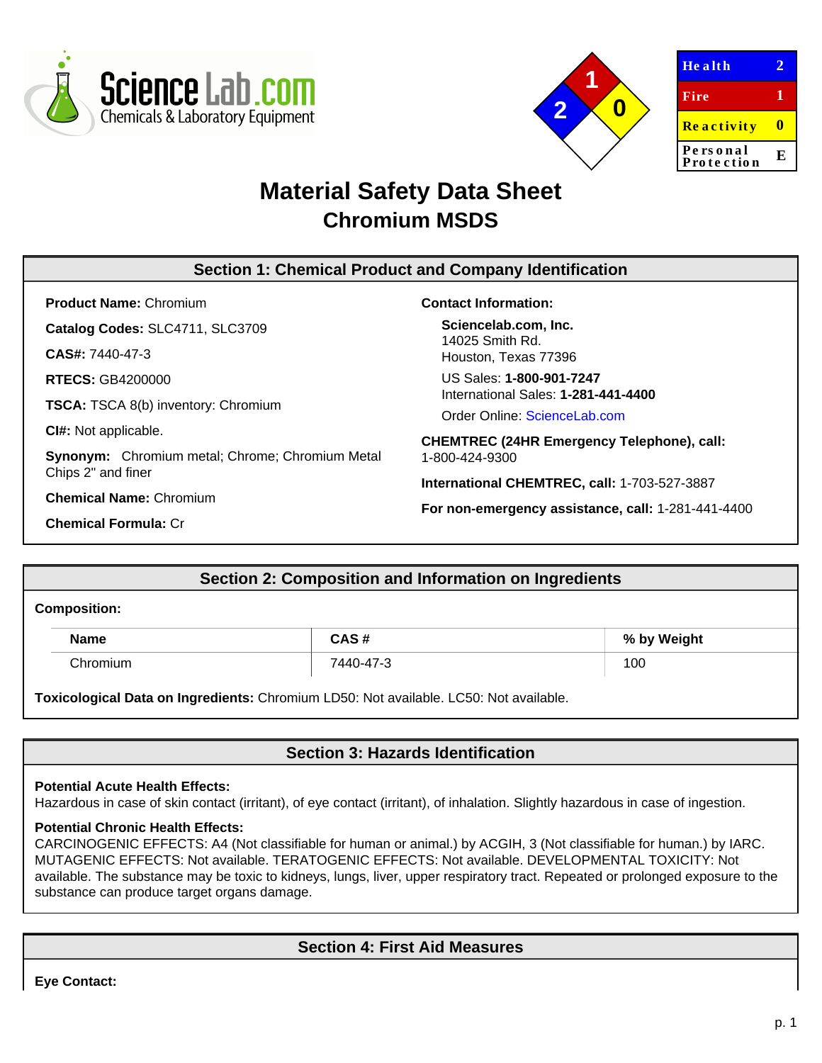| Health | 2 |
| --- | --- |
| Fire | 1 |
| Reactivity | 0 |
| Personal Protection | E |

# Material Safety Data Sheet
## Chromium MSDS

## Section 1: Chemical Product and Company Identification

**Product Name:** Chromium

**Catalog Codes:** SLC4711, SLC3709

**CAS#:** 7440-47-3

**RTECS:** GB4200000

**TSCA:** TSCA 8(b) inventory: Chromium

**CI#:** Not applicable.

**Synonym:** Chromium metal; Chrome; Chromium Metal Chips 2" and finer

**Chemical Name:** Chromium

**Chemical Formula:** Cr

**Contact Information:**

**Sciencelab.com, Inc.**
14025 Smith Rd.
Houston, Texas 77396

US Sales: **1-800-901-7247**
International Sales: **1-281-441-4400**

Order Online: ScienceLab.com

**CHEMTREC (24HR Emergency Telephone), call:**
1-800-424-9300

**International CHEMTREC, call:** 1-703-527-3887

**For non-emergency assistance, call:** 1-281-441-4400

## Section 2: Composition and Information on Ingredients

**Composition:**

| Name | CAS # | % by Weight |
| --- | --- | --- |
| Chromium | 7440-47-3 | 100 |

**Toxicological Data on Ingredients:** Chromium LD50: Not available. LC50: Not available.

## Section 3: Hazards Identification

**Potential Acute Health Effects:**
Hazardous in case of skin contact (irritant), of eye contact (irritant), of inhalation. Slightly hazardous in case of ingestion.

**Potential Chronic Health Effects:**
CARCINOGENIC EFFECTS: A4 (Not classifiable for human or animal.) by ACGIH, 3 (Not classifiable for human.) by IARC. MUTAGENIC EFFECTS: Not available. TERATOGENIC EFFECTS: Not available. DEVELOPMENTAL TOXICITY: Not available. The substance may be toxic to kidneys, lungs, liver, upper respiratory tract. Repeated or prolonged exposure to the substance can produce target organs damage.

## Section 4: First Aid Measures

**Eye Contact:**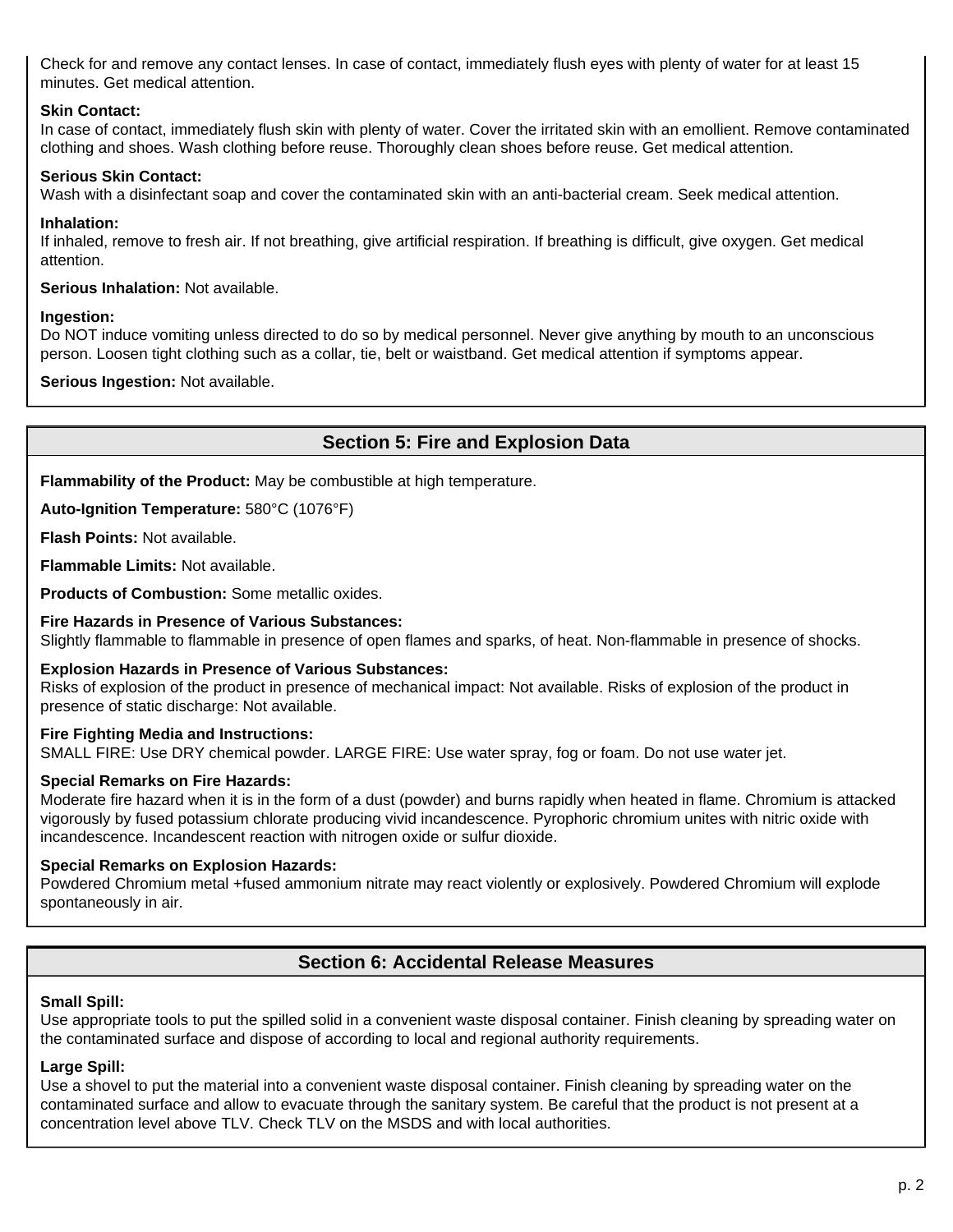Check for and remove any contact lenses. In case of contact, immediately flush eyes with plenty of water for at least 15 minutes. Get medical attention.

**Skin Contact:**
In case of contact, immediately flush skin with plenty of water. Cover the irritated skin with an emollient. Remove contaminated clothing and shoes. Wash clothing before reuse. Thoroughly clean shoes before reuse. Get medical attention.

**Serious Skin Contact:**
Wash with a disinfectant soap and cover the contaminated skin with an anti-bacterial cream. Seek medical attention.

**Inhalation:**
If inhaled, remove to fresh air. If not breathing, give artificial respiration. If breathing is difficult, give oxygen. Get medical attention.

**Serious Inhalation:** Not available.

**Ingestion:**
Do NOT induce vomiting unless directed to do so by medical personnel. Never give anything by mouth to an unconscious person. Loosen tight clothing such as a collar, tie, belt or waistband. Get medical attention if symptoms appear.

**Serious Ingestion:** Not available.

## Section 5: Fire and Explosion Data

**Flammability of the Product:** May be combustible at high temperature.

**Auto-Ignition Temperature:** 580°C (1076°F)

**Flash Points:** Not available.

**Flammable Limits:** Not available.

**Products of Combustion:** Some metallic oxides.

**Fire Hazards in Presence of Various Substances:**
Slightly flammable to flammable in presence of open flames and sparks, of heat. Non-flammable in presence of shocks.

**Explosion Hazards in Presence of Various Substances:**
Risks of explosion of the product in presence of mechanical impact: Not available. Risks of explosion of the product in presence of static discharge: Not available.

**Fire Fighting Media and Instructions:**
SMALL FIRE: Use DRY chemical powder. LARGE FIRE: Use water spray, fog or foam. Do not use water jet.

**Special Remarks on Fire Hazards:**
Moderate fire hazard when it is in the form of a dust (powder) and burns rapidly when heated in flame. Chromium is attacked vigorously by fused potassium chlorate producing vivid incandescence. Pyrophoric chromium unites with nitric oxide with incandescence. Incandescent reaction with nitrogen oxide or sulfur dioxide.

**Special Remarks on Explosion Hazards:**
Powdered Chromium metal +fused ammonium nitrate may react violently or explosively. Powdered Chromium will explode spontaneously in air.

## Section 6: Accidental Release Measures

**Small Spill:**
Use appropriate tools to put the spilled solid in a convenient waste disposal container. Finish cleaning by spreading water on the contaminated surface and dispose of according to local and regional authority requirements.

**Large Spill:**
Use a shovel to put the material into a convenient waste disposal container. Finish cleaning by spreading water on the contaminated surface and allow to evacuate through the sanitary system. Be careful that the product is not present at a concentration level above TLV. Check TLV on the MSDS and with local authorities.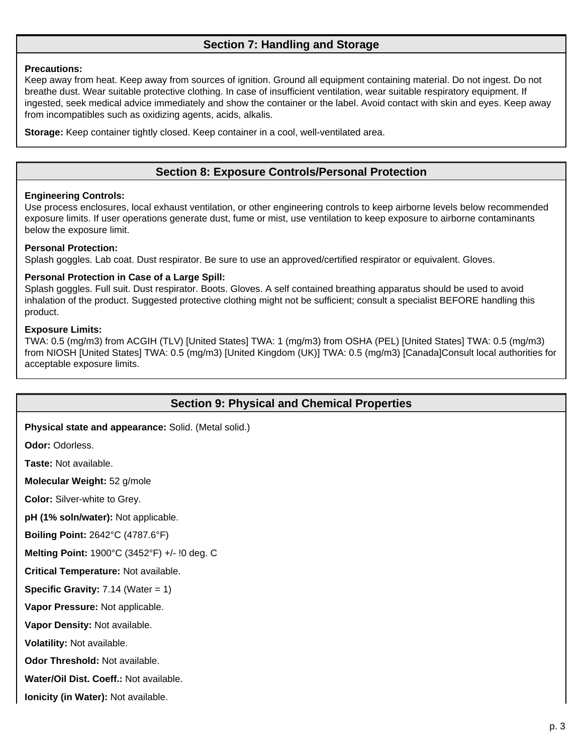## Section 7: Handling and Storage

**Precautions:**
Keep away from heat. Keep away from sources of ignition. Ground all equipment containing material. Do not ingest. Do not breathe dust. Wear suitable protective clothing. In case of insufficient ventilation, wear suitable respiratory equipment. If ingested, seek medical advice immediately and show the container or the label. Avoid contact with skin and eyes. Keep away from incompatibles such as oxidizing agents, acids, alkalis.

**Storage:** Keep container tightly closed. Keep container in a cool, well-ventilated area.

## Section 8: Exposure Controls/Personal Protection

**Engineering Controls:**
Use process enclosures, local exhaust ventilation, or other engineering controls to keep airborne levels below recommended exposure limits. If user operations generate dust, fume or mist, use ventilation to keep exposure to airborne contaminants below the exposure limit.

**Personal Protection:**
Splash goggles. Lab coat. Dust respirator. Be sure to use an approved/certified respirator or equivalent. Gloves.

**Personal Protection in Case of a Large Spill:**
Splash goggles. Full suit. Dust respirator. Boots. Gloves. A self contained breathing apparatus should be used to avoid inhalation of the product. Suggested protective clothing might not be sufficient; consult a specialist BEFORE handling this product.

**Exposure Limits:**
TWA: 0.5 (mg/m3) from ACGIH (TLV) [United States] TWA: 1 (mg/m3) from OSHA (PEL) [United States] TWA: 0.5 (mg/m3) from NIOSH [United States] TWA: 0.5 (mg/m3) [United Kingdom (UK)] TWA: 0.5 (mg/m3) [Canada]Consult local authorities for acceptable exposure limits.

## Section 9: Physical and Chemical Properties

**Physical state and appearance:** Solid. (Metal solid.)

**Odor:** Odorless.

**Taste:** Not available.

**Molecular Weight:** 52 g/mole

**Color:** Silver-white to Grey.

**pH (1% soln/water):** Not applicable.

**Boiling Point:** 2642°C (4787.6°F)

**Melting Point:** 1900°C (3452°F) +/- !0 deg. C

**Critical Temperature:** Not available.

**Specific Gravity:** 7.14 (Water = 1)

**Vapor Pressure:** Not applicable.

**Vapor Density:** Not available.

**Volatility:** Not available.

**Odor Threshold:** Not available.

**Water/Oil Dist. Coeff.:** Not available.

**Ionicity (in Water):** Not available.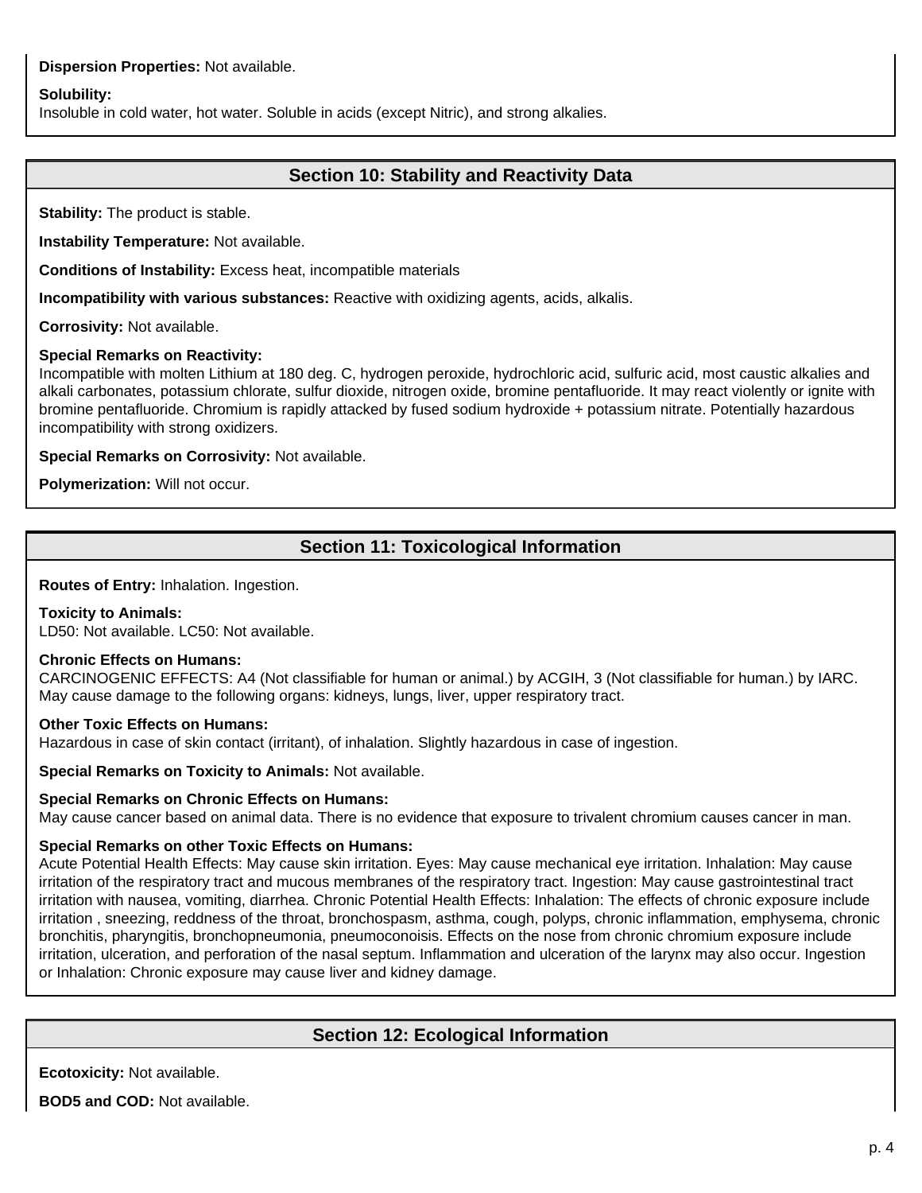**Dispersion Properties:** Not available.

**Solubility:**
Insoluble in cold water, hot water. Soluble in acids (except Nitric), and strong alkalies.

## Section 10: Stability and Reactivity Data

**Stability:** The product is stable.

**Instability Temperature:** Not available.

**Conditions of Instability:** Excess heat, incompatible materials

**Incompatibility with various substances:** Reactive with oxidizing agents, acids, alkalis.

**Corrosivity:** Not available.

**Special Remarks on Reactivity:**
Incompatible with molten Lithium at 180 deg. C, hydrogen peroxide, hydrochloric acid, sulfuric acid, most caustic alkalies and alkali carbonates, potassium chlorate, sulfur dioxide, nitrogen oxide, bromine pentafluoride. It may react violently or ignite with bromine pentafluoride. Chromium is rapidly attacked by fused sodium hydroxide + potassium nitrate. Potentially hazardous incompatibility with strong oxidizers.

**Special Remarks on Corrosivity:** Not available.

**Polymerization:** Will not occur.

## Section 11: Toxicological Information

**Routes of Entry:** Inhalation. Ingestion.

**Toxicity to Animals:**
LD50: Not available. LC50: Not available.

**Chronic Effects on Humans:**
CARCINOGENIC EFFECTS: A4 (Not classifiable for human or animal.) by ACGIH, 3 (Not classifiable for human.) by IARC. May cause damage to the following organs: kidneys, lungs, liver, upper respiratory tract.

**Other Toxic Effects on Humans:**
Hazardous in case of skin contact (irritant), of inhalation. Slightly hazardous in case of ingestion.

**Special Remarks on Toxicity to Animals:** Not available.

**Special Remarks on Chronic Effects on Humans:**
May cause cancer based on animal data. There is no evidence that exposure to trivalent chromium causes cancer in man.

**Special Remarks on other Toxic Effects on Humans:**
Acute Potential Health Effects: May cause skin irritation. Eyes: May cause mechanical eye irritation. Inhalation: May cause irritation of the respiratory tract and mucous membranes of the respiratory tract. Ingestion: May cause gastrointestinal tract irritation with nausea, vomiting, diarrhea. Chronic Potential Health Effects: Inhalation: The effects of chronic exposure include irritation , sneezing, reddness of the throat, bronchospasm, asthma, cough, polyps, chronic inflammation, emphysema, chronic bronchitis, pharyngitis, bronchopneumonia, pneumoconoisis. Effects on the nose from chronic chromium exposure include irritation, ulceration, and perforation of the nasal septum. Inflammation and ulceration of the larynx may also occur. Ingestion or Inhalation: Chronic exposure may cause liver and kidney damage.

## Section 12: Ecological Information

**Ecotoxicity:** Not available.

**BOD5 and COD:** Not available.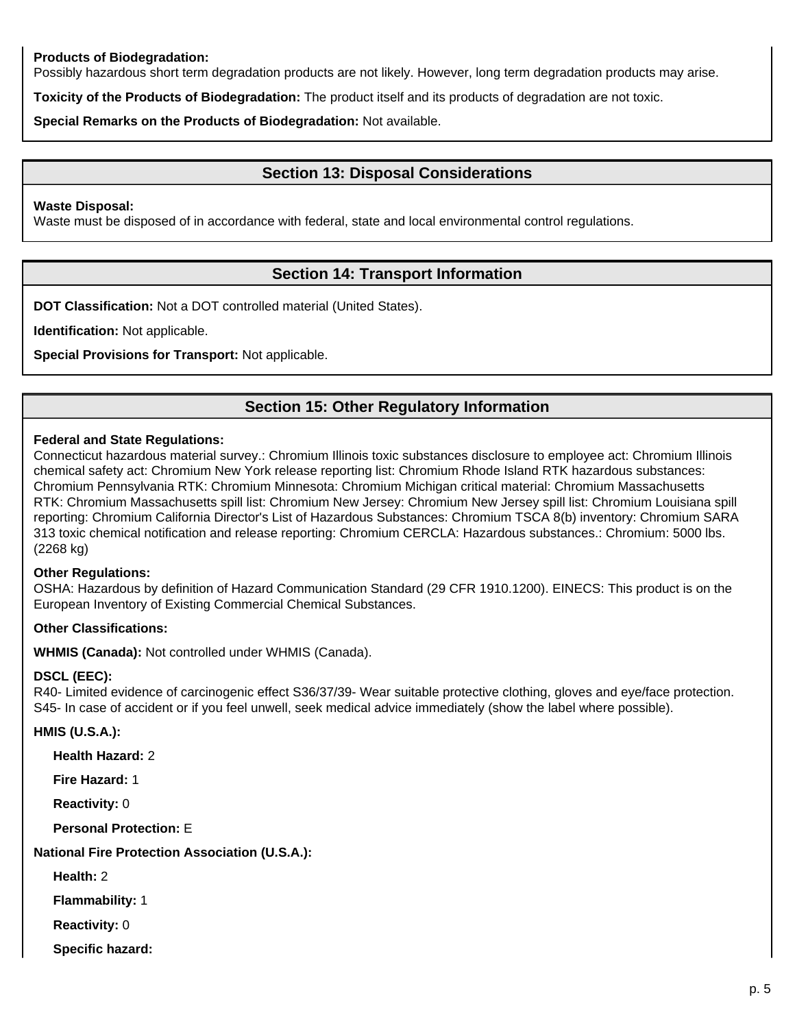**Products of Biodegradation:**
Possibly hazardous short term degradation products are not likely. However, long term degradation products may arise.

**Toxicity of the Products of Biodegradation:** The product itself and its products of degradation are not toxic.

**Special Remarks on the Products of Biodegradation:** Not available.

## Section 13: Disposal Considerations

**Waste Disposal:**
Waste must be disposed of in accordance with federal, state and local environmental control regulations.

## Section 14: Transport Information

**DOT Classification:** Not a DOT controlled material (United States).

**Identification:** Not applicable.

**Special Provisions for Transport:** Not applicable.

## Section 15: Other Regulatory Information

**Federal and State Regulations:**
Connecticut hazardous material survey.: Chromium Illinois toxic substances disclosure to employee act: Chromium Illinois chemical safety act: Chromium New York release reporting list: Chromium Rhode Island RTK hazardous substances: Chromium Pennsylvania RTK: Chromium Minnesota: Chromium Michigan critical material: Chromium Massachusetts RTK: Chromium Massachusetts spill list: Chromium New Jersey: Chromium New Jersey spill list: Chromium Louisiana spill reporting: Chromium California Director's List of Hazardous Substances: Chromium TSCA 8(b) inventory: Chromium SARA 313 toxic chemical notification and release reporting: Chromium CERCLA: Hazardous substances.: Chromium: 5000 lbs. (2268 kg)

**Other Regulations:**
OSHA: Hazardous by definition of Hazard Communication Standard (29 CFR 1910.1200). EINECS: This product is on the European Inventory of Existing Commercial Chemical Substances.

**Other Classifications:**

**WHMIS (Canada):** Not controlled under WHMIS (Canada).

**DSCL (EEC):**
R40- Limited evidence of carcinogenic effect S36/37/39- Wear suitable protective clothing, gloves and eye/face protection. S45- In case of accident or if you feel unwell, seek medical advice immediately (show the label where possible).

**HMIS (U.S.A.):**

**Health Hazard:** 2

**Fire Hazard:** 1

**Reactivity:** 0

**Personal Protection:** E

**National Fire Protection Association (U.S.A.):**

**Health:** 2

**Flammability:** 1

**Reactivity:** 0

**Specific hazard:**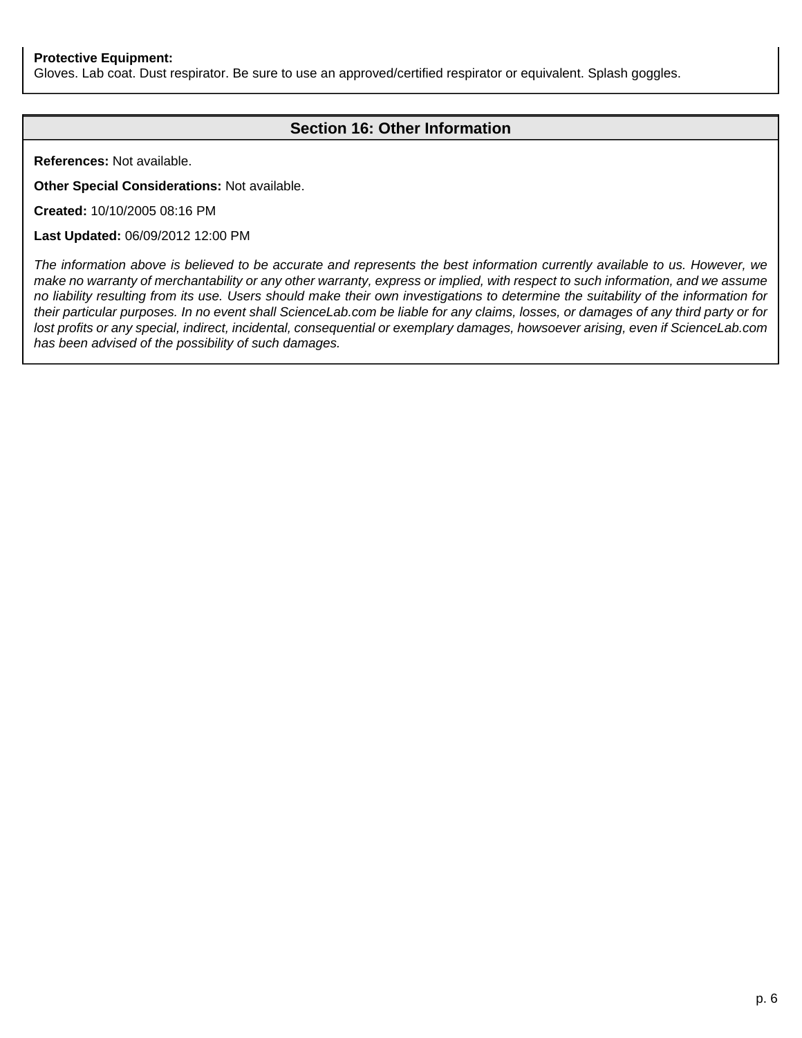**Protective Equipment:**
Gloves. Lab coat. Dust respirator. Be sure to use an approved/certified respirator or equivalent. Splash goggles.

## Section 16: Other Information

**References:** Not available.

**Other Special Considerations:** Not available.

**Created:** 10/10/2005 08:16 PM

**Last Updated:** 06/09/2012 12:00 PM

*The information above is believed to be accurate and represents the best information currently available to us. However, we make no warranty of merchantability or any other warranty, express or implied, with respect to such information, and we assume no liability resulting from its use. Users should make their own investigations to determine the suitability of the information for their particular purposes. In no event shall ScienceLab.com be liable for any claims, losses, or damages of any third party or for lost profits or any special, indirect, incidental, consequential or exemplary damages, howsoever arising, even if ScienceLab.com has been advised of the possibility of such damages.*